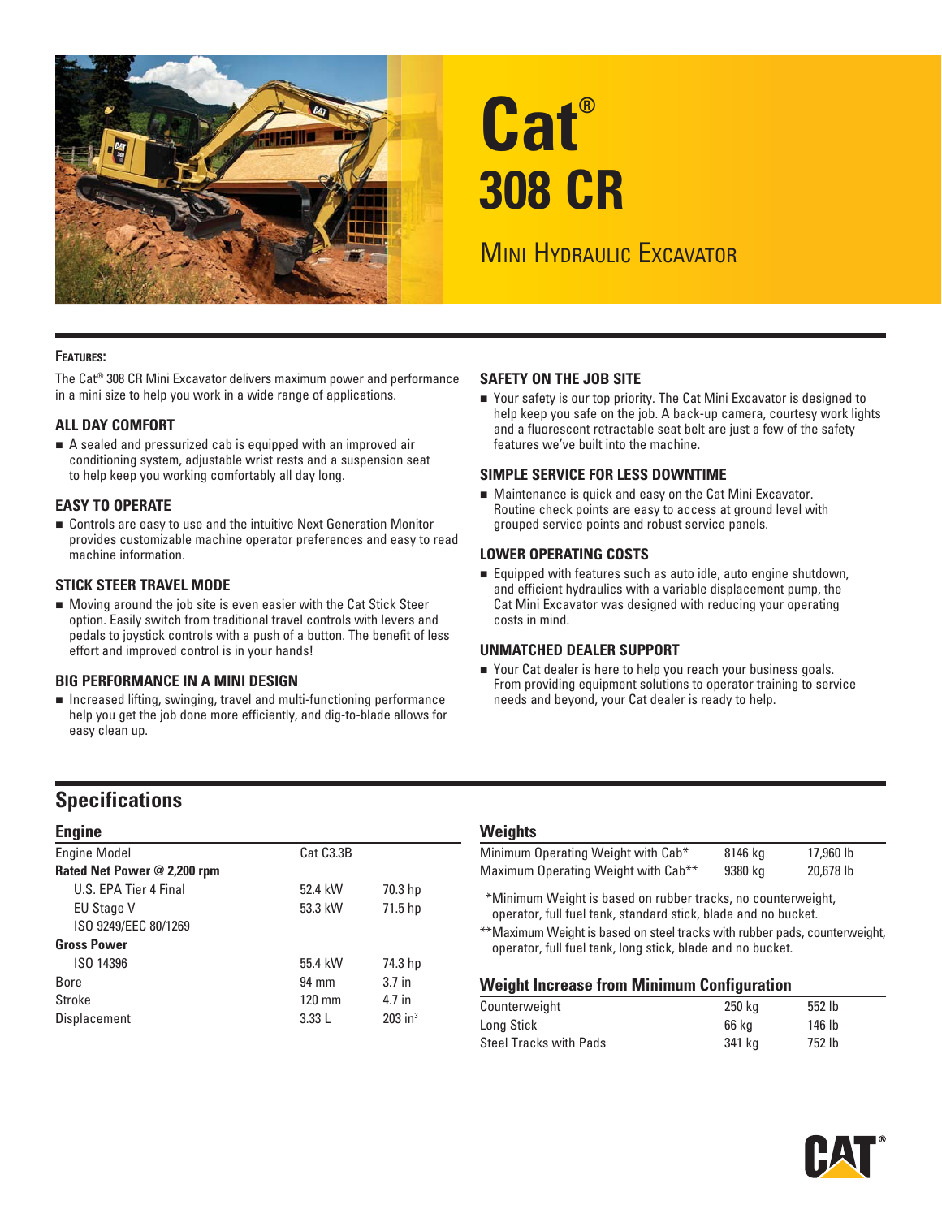# Cat® 308 CR

## Mini Hydraulic Excavator

**Features:**

The Cat® 308 CR Mini Excavator delivers maximum power and performance in a mini size to help you work in a wide range of applications.

### ALL DAY COMFORT

- A sealed and pressurized cab is equipped with an improved air conditioning system, adjustable wrist rests and a suspension seat to help keep you working comfortably all day long.

### EASY TO OPERATE

- Controls are easy to use and the intuitive Next Generation Monitor provides customizable machine operator preferences and easy to read machine information.

### STICK STEER TRAVEL MODE

- Moving around the job site is even easier with the Cat Stick Steer option. Easily switch from traditional travel controls with levers and pedals to joystick controls with a push of a button. The benefit of less effort and improved control is in your hands!

### BIG PERFORMANCE IN A MINI DESIGN

- Increased lifting, swinging, travel and multi-functioning performance help you get the job done more efficiently, and dig-to-blade allows for easy clean up.

### SAFETY ON THE JOB SITE

- Your safety is our top priority. The Cat Mini Excavator is designed to help keep you safe on the job. A back-up camera, courtesy work lights and a fluorescent retractable seat belt are just a few of the safety features we've built into the machine.

### SIMPLE SERVICE FOR LESS DOWNTIME

- Maintenance is quick and easy on the Cat Mini Excavator. Routine check points are easy to access at ground level with grouped service points and robust service panels.

### LOWER OPERATING COSTS

- Equipped with features such as auto idle, auto engine shutdown, and efficient hydraulics with a variable displacement pump, the Cat Mini Excavator was designed with reducing your operating costs in mind.

### UNMATCHED DEALER SUPPORT

- Your Cat dealer is here to help you reach your business goals. From providing equipment solutions to operator training to service needs and beyond, your Cat dealer is ready to help.

## Specifications

### Engine

| | | |
|---|---|---|
| Engine Model | Cat C3.3B | |
| **Rated Net Power @ 2,200 rpm** | | |
| U.S. EPA Tier 4 Final | 52.4 kW | 70.3 hp |
| EU Stage V | 53.3 kW | 71.5 hp |
| ISO 9249/EEC 80/1269 | | |
| **Gross Power** | | |
| ISO 14396 | 55.4 kW | 74.3 hp |
| Bore | 94 mm | 3.7 in |
| Stroke | 120 mm | 4.7 in |
| Displacement | 3.33 L | 203 in³ |

### Weights

| | | |
|---|---|---|
| Minimum Operating Weight with Cab* | 8146 kg | 17,960 lb |
| Maximum Operating Weight with Cab** | 9380 kg | 20,678 lb |

*Minimum Weight is based on rubber tracks, no counterweight, operator, full fuel tank, standard stick, blade and no bucket.

**Maximum Weight is based on steel tracks with rubber pads, counterweight, operator, full fuel tank, long stick, blade and no bucket.

### Weight Increase from Minimum Configuration

| | | |
|---|---|---|
| Counterweight | 250 kg | 552 lb |
| Long Stick | 66 kg | 146 lb |
| Steel Tracks with Pads | 341 kg | 752 lb |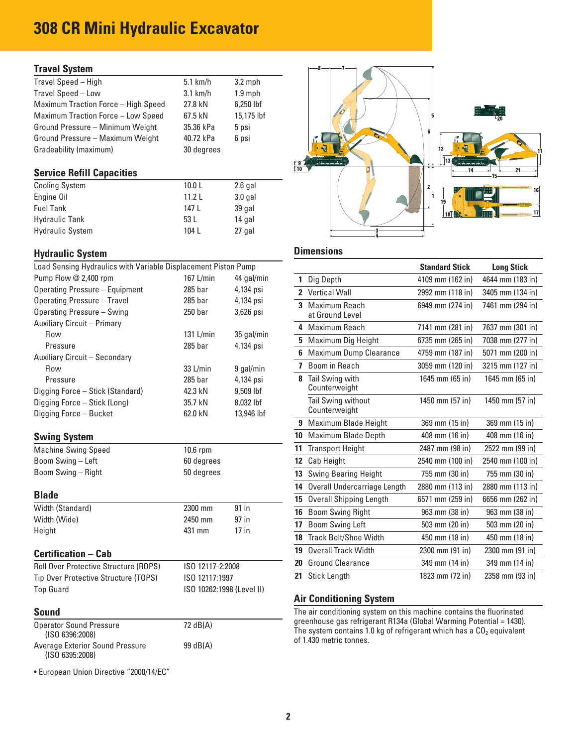// 308 CR Mini Hydraulic Excavator

## Travel System

| | | |
|---|---|---|
| Travel Speed – High | 5.1 km/h | 3.2 mph |
| Travel Speed – Low | 3.1 km/h | 1.9 mph |
| Maximum Traction Force – High Speed | 27.8 kN | 6,250 lbf |
| Maximum Traction Force – Low Speed | 67.5 kN | 15,175 lbf |
| Ground Pressure – Minimum Weight | 35.36 kPa | 5 psi |
| Ground Pressure – Maximum Weight | 40.72 kPa | 6 psi |
| Gradeability (maximum) | 30 degrees | |

## Service Refill Capacities

| | | |
|---|---|---|
| Cooling System | 10.0 L | 2.6 gal |
| Engine Oil | 11.2 L | 3.0 gal |
| Fuel Tank | 147 L | 39 gal |
| Hydraulic Tank | 53 L | 14 gal |
| Hydraulic System | 104 L | 27 gal |

## Hydraulic System

| | | |
|---|---|---|
| Load Sensing Hydraulics with Variable Displacement Piston Pump | | |
| Pump Flow @ 2,400 rpm | 167 L/min | 44 gal/min |
| Operating Pressure – Equipment | 285 bar | 4,134 psi |
| Operating Pressure – Travel | 285 bar | 4,134 psi |
| Operating Pressure – Swing | 250 bar | 3,626 psi |
| Auxiliary Circuit – Primary | | |
| Flow | 131 L/min | 35 gal/min |
| Pressure | 285 bar | 4,134 psi |
| Auxiliary Circuit – Secondary | | |
| Flow | 33 L/min | 9 gal/min |
| Pressure | 285 bar | 4,134 psi |
| Digging Force – Stick (Standard) | 42.3 kN | 9,509 lbf |
| Digging Force – Stick (Long) | 35.7 kN | 8,032 lbf |
| Digging Force – Bucket | 62.0 kN | 13,946 lbf |

## Swing System

| | |
|---|---|
| Machine Swing Speed | 10.6 rpm |
| Boom Swing – Left | 60 degrees |
| Boom Swing – Right | 50 degrees |

## Blade

| | | |
|---|---|---|
| Width (Standard) | 2300 mm | 91 in |
| Width (Wide) | 2450 mm | 97 in |
| Height | 431 mm | 17 in |

## Certification – Cab

| | |
|---|---|
| Roll Over Protective Structure (ROPS) | ISO 12117-2:2008 |
| Tip Over Protective Structure (TOPS) | ISO 12117:1997 |
| Top Guard | ISO 10262:1998 (Level II) |

## Sound

| | |
|---|---|
| Operator Sound Pressure (ISO 6396:2008) | 72 dB(A) |
| Average Exterior Sound Pressure (ISO 6395:2008) | 99 dB(A) |

• European Union Directive "2000/14/EC"

## Dimensions

| | | Standard Stick | Long Stick |
|---|---|---|---|
| 1 | Dig Depth | 4109 mm (162 in) | 4644 mm (183 in) |
| 2 | Vertical Wall | 2992 mm (118 in) | 3405 mm (134 in) |
| 3 | Maximum Reach at Ground Level | 6949 mm (274 in) | 7461 mm (294 in) |
| 4 | Maximum Reach | 7141 mm (281 in) | 7637 mm (301 in) |
| 5 | Maximum Dig Height | 6735 mm (265 in) | 7038 mm (277 in) |
| 6 | Maximum Dump Clearance | 4759 mm (187 in) | 5071 mm (200 in) |
| 7 | Boom in Reach | 3059 mm (120 in) | 3215 mm (127 in) |
| 8 | Tail Swing with Counterweight | 1645 mm (65 in) | 1645 mm (65 in) |
| | Tail Swing without Counterweight | 1450 mm (57 in) | 1450 mm (57 in) |
| 9 | Maximum Blade Height | 369 mm (15 in) | 369 mm (15 in) |
| 10 | Maximum Blade Depth | 408 mm (16 in) | 408 mm (16 in) |
| 11 | Transport Height | 2487 mm (98 in) | 2522 mm (99 in) |
| 12 | Cab Height | 2540 mm (100 in) | 2540 mm (100 in) |
| 13 | Swing Bearing Height | 755 mm (30 in) | 755 mm (30 in) |
| 14 | Overall Undercarriage Length | 2880 mm (113 in) | 2880 mm (113 in) |
| 15 | Overall Shipping Length | 6571 mm (259 in) | 6656 mm (262 in) |
| 16 | Boom Swing Right | 963 mm (38 in) | 963 mm (38 in) |
| 17 | Boom Swing Left | 503 mm (20 in) | 503 mm (20 in) |
| 18 | Track Belt/Shoe Width | 450 mm (18 in) | 450 mm (18 in) |
| 19 | Overall Track Width | 2300 mm (91 in) | 2300 mm (91 in) |
| 20 | Ground Clearance | 349 mm (14 in) | 349 mm (14 in) |
| 21 | Stick Length | 1823 mm (72 in) | 2358 mm (93 in) |

## Air Conditioning System

The air conditioning system on this machine contains the fluorinated greenhouse gas refrigerant R134a (Global Warming Potential = 1430). The system contains 1.0 kg of refrigerant which has a $CO_2$ equivalent of 1.430 metric tonnes.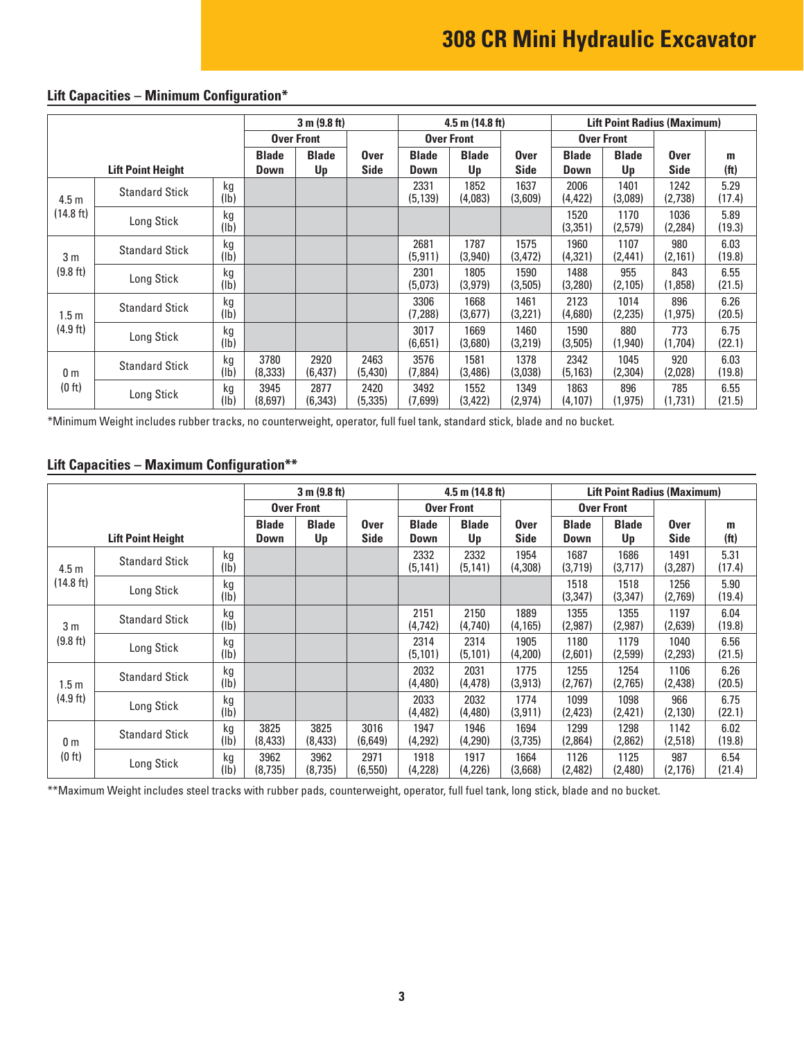# 308 CR Mini Hydraulic Excavator

## Lift Capacities – Minimum Configuration*

| Lift Point Height | | | 3 m (9.8 ft) | | | 4.5 m (14.8 ft) | | | Lift Point Radius (Maximum) | | | |
|---|---|---|---|---|---|---|---|---|---|---|---|---|
| | | | Over Front | | | Over Front | | | Over Front | | | |
| | | | Blade Down | Blade Up | Over Side | Blade Down | Blade Up | Over Side | Blade Down | Blade Up | Over Side | m (ft) |
| 4.5 m (14.8 ft) | Standard Stick | kg (lb) | | | | 2331 (5,139) | 1852 (4,083) | 1637 (3,609) | 2006 (4,422) | 1401 (3,089) | 1242 (2,738) | 5.29 (17.4) |
| | Long Stick | kg (lb) | | | | | | | 1520 (3,351) | 1170 (2,579) | 1036 (2,284) | 5.89 (19.3) |
| 3 m (9.8 ft) | Standard Stick | kg (lb) | | | | 2681 (5,911) | 1787 (3,940) | 1575 (3,472) | 1960 (4,321) | 1107 (2,441) | 980 (2,161) | 6.03 (19.8) |
| | Long Stick | kg (lb) | | | | 2301 (5,073) | 1805 (3,979) | 1590 (3,505) | 1488 (3,280) | 955 (2,105) | 843 (1,858) | 6.55 (21.5) |
| 1.5 m (4.9 ft) | Standard Stick | kg (lb) | | | | 3306 (7,288) | 1668 (3,677) | 1461 (3,221) | 2123 (4,680) | 1014 (2,235) | 896 (1,975) | 6.26 (20.5) |
| | Long Stick | kg (lb) | | | | 3017 (6,651) | 1669 (3,680) | 1460 (3,219) | 1590 (3,505) | 880 (1,940) | 773 (1,704) | 6.75 (22.1) |
| 0 m (0 ft) | Standard Stick | kg (lb) | 3780 (8,333) | 2920 (6,437) | 2463 (5,430) | 3576 (7,884) | 1581 (3,486) | 1378 (3,038) | 2342 (5,163) | 1045 (2,304) | 920 (2,028) | 6.03 (19.8) |
| | Long Stick | kg (lb) | 3945 (8,697) | 2877 (6,343) | 2420 (5,335) | 3492 (7,699) | 1552 (3,422) | 1349 (2,974) | 1863 (4,107) | 896 (1,975) | 785 (1,731) | 6.55 (21.5) |

*Minimum Weight includes rubber tracks, no counterweight, operator, full fuel tank, standard stick, blade and no bucket.

## Lift Capacities – Maximum Configuration**

| Lift Point Height | | | 3 m (9.8 ft) | | | 4.5 m (14.8 ft) | | | Lift Point Radius (Maximum) | | | |
|---|---|---|---|---|---|---|---|---|---|---|---|---|
| | | | Over Front | | | Over Front | | | Over Front | | | |
| | | | Blade Down | Blade Up | Over Side | Blade Down | Blade Up | Over Side | Blade Down | Blade Up | Over Side | m (ft) |
| 4.5 m (14.8 ft) | Standard Stick | kg (lb) | | | | 2332 (5,141) | 2332 (5,141) | 1954 (4,308) | 1687 (3,719) | 1686 (3,717) | 1491 (3,287) | 5.31 (17.4) |
| | Long Stick | kg (lb) | | | | | | | 1518 (3,347) | 1518 (3,347) | 1256 (2,769) | 5.90 (19.4) |
| 3 m (9.8 ft) | Standard Stick | kg (lb) | | | | 2151 (4,742) | 2150 (4,740) | 1889 (4,165) | 1355 (2,987) | 1355 (2,987) | 1197 (2,639) | 6.04 (19.8) |
| | Long Stick | kg (lb) | | | | 2314 (5,101) | 2314 (5,101) | 1905 (4,200) | 1180 (2,601) | 1179 (2,599) | 1040 (2,293) | 6.56 (21.5) |
| 1.5 m (4.9 ft) | Standard Stick | kg (lb) | | | | 2032 (4,480) | 2031 (4,478) | 1775 (3,913) | 1255 (2,767) | 1254 (2,765) | 1106 (2,438) | 6.26 (20.5) |
| | Long Stick | kg (lb) | | | | 2033 (4,482) | 2032 (4,480) | 1774 (3,911) | 1099 (2,423) | 1098 (2,421) | 966 (2,130) | 6.75 (22.1) |
| 0 m (0 ft) | Standard Stick | kg (lb) | 3825 (8,433) | 3825 (8,433) | 3016 (6,649) | 1947 (4,292) | 1946 (4,290) | 1694 (3,735) | 1299 (2,864) | 1298 (2,862) | 1142 (2,518) | 6.02 (19.8) |
| | Long Stick | kg (lb) | 3962 (8,735) | 3962 (8,735) | 2971 (6,550) | 1918 (4,228) | 1917 (4,226) | 1664 (3,668) | 1126 (2,482) | 1125 (2,480) | 987 (2,176) | 6.54 (21.4) |

**Maximum Weight includes steel tracks with rubber pads, counterweight, operator, full fuel tank, long stick, blade and no bucket.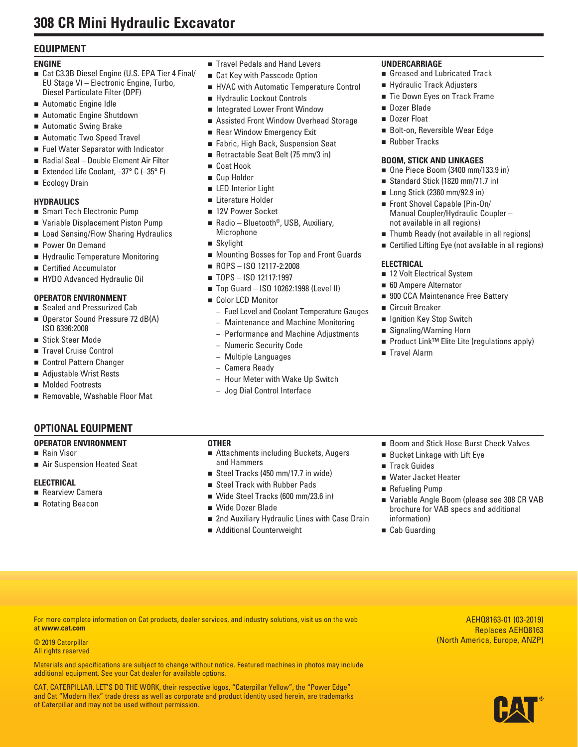# 308 CR Mini Hydraulic Excavator

## EQUIPMENT

### ENGINE

- Cat C3.3B Diesel Engine (U.S. EPA Tier 4 Final/EU Stage V) – Electronic Engine, Turbo, Diesel Particulate Filter (DPF)
- Automatic Engine Idle
- Automatic Engine Shutdown
- Automatic Swing Brake
- Automatic Two Speed Travel
- Fuel Water Separator with Indicator
- Radial Seal – Double Element Air Filter
- Extended Life Coolant, –37° C (–35° F)
- Ecology Drain

### HYDRAULICS

- Smart Tech Electronic Pump
- Variable Displacement Piston Pump
- Load Sensing/Flow Sharing Hydraulics
- Power On Demand
- Hydraulic Temperature Monitoring
- Certified Accumulator
- HYDO Advanced Hydraulic Oil

### OPERATOR ENVIRONMENT

- Sealed and Pressurized Cab
- Operator Sound Pressure 72 dB(A) ISO 6396:2008
- Stick Steer Mode
- Travel Cruise Control
- Control Pattern Changer
- Adjustable Wrist Rests
- Molded Footrests
- Removable, Washable Floor Mat
- Travel Pedals and Hand Levers
- Cat Key with Passcode Option
- HVAC with Automatic Temperature Control
- Hydraulic Lockout Controls
- Integrated Lower Front Window
- Assisted Front Window Overhead Storage
- Rear Window Emergency Exit
- Fabric, High Back, Suspension Seat
- Retractable Seat Belt (75 mm/3 in)
- Coat Hook
- Cup Holder
- LED Interior Light
- Literature Holder
- 12V Power Socket
- Radio – Bluetooth®, USB, Auxiliary, Microphone
- Skylight
- Mounting Bosses for Top and Front Guards
- ROPS – ISO 12117-2:2008
- TOPS – ISO 12117:1997
- Top Guard – ISO 10262:1998 (Level II)
- Color LCD Monitor
  - Fuel Level and Coolant Temperature Gauges
  - Maintenance and Machine Monitoring
  - Performance and Machine Adjustments
  - Numeric Security Code
  - Multiple Languages
  - Camera Ready
  - Hour Meter with Wake Up Switch
  - Jog Dial Control Interface

### UNDERCARRIAGE

- Greased and Lubricated Track
- Hydraulic Track Adjusters
- Tie Down Eyes on Track Frame
- Dozer Blade
- Dozer Float
- Bolt-on, Reversible Wear Edge
- Rubber Tracks

### BOOM, STICK AND LINKAGES

- One Piece Boom (3400 mm/133.9 in)
- Standard Stick (1820 mm/71.7 in)
- Long Stick (2360 mm/92.9 in)
- Front Shovel Capable (Pin-On/Manual Coupler/Hydraulic Coupler – not available in all regions)
- Thumb Ready (not available in all regions)
- Certified Lifting Eye (not available in all regions)

### ELECTRICAL

- 12 Volt Electrical System
- 60 Ampere Alternator
- 900 CCA Maintenance Free Battery
- Circuit Breaker
- Ignition Key Stop Switch
- Signaling/Warning Horn
- Product Link™ Elite Lite (regulations apply)
- Travel Alarm

## OPTIONAL EQUIPMENT

### OPERATOR ENVIRONMENT

- Rain Visor
- Air Suspension Heated Seat

### ELECTRICAL

- Rearview Camera
- Rotating Beacon

### OTHER

- Attachments including Buckets, Augers and Hammers
- Steel Tracks (450 mm/17.7 in wide)
- Steel Track with Rubber Pads
- Wide Steel Tracks (600 mm/23.6 in)
- Wide Dozer Blade
- 2nd Auxiliary Hydraulic Lines with Case Drain
- Additional Counterweight
- Boom and Stick Hose Burst Check Valves
- Bucket Linkage with Lift Eye
- Track Guides
- Water Jacket Heater
- Refueling Pump
- Variable Angle Boom (please see 308 CR VAB brochure for VAB specs and additional information)
- Cab Guarding

For more complete information on Cat products, dealer services, and industry solutions, visit us on the web at **www.cat.com**

© 2019 Caterpillar
All rights reserved

Materials and specifications are subject to change without notice. Featured machines in photos may include additional equipment. See your Cat dealer for available options.

CAT, CATERPILLAR, LET'S DO THE WORK, their respective logos, "Caterpillar Yellow", the "Power Edge" and Cat "Modern Hex" trade dress as well as corporate and product identity used herein, are trademarks of Caterpillar and may not be used without permission.

AEHQ8163-01 (03-2019)
Replaces AEHQ8163
(North America, Europe, ANZP)